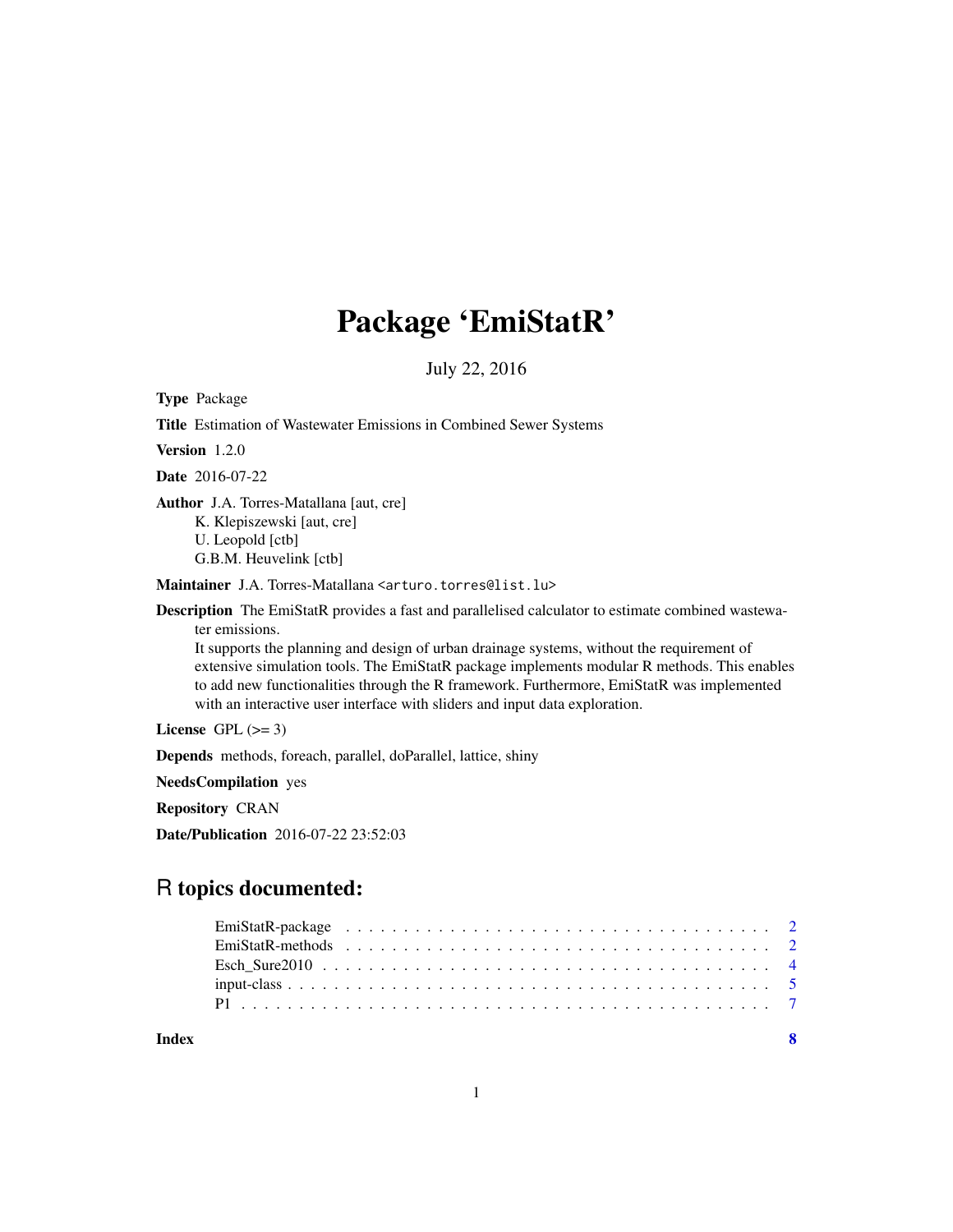# Package 'EmiStatR'

July 22, 2016

**Type** Package

**Title** Estimation of Wastewater Emissions in Combined Sewer Systems

**Version** 1.2.0

**Date** 2016-07-22

**Author** J.A. Torres-Matallana [aut, cre]
K. Klepiszewski [aut, cre]
U. Leopold [ctb]
G.B.M. Heuvelink [ctb]

**Maintainer** J.A. Torres-Matallana <arturo.torres@list.lu>

**Description** The EmiStatR provides a fast and parallelised calculator to estimate combined wastewater emissions.
It supports the planning and design of urban drainage systems, without the requirement of extensive simulation tools. The EmiStatR package implements modular R methods. This enables to add new functionalities through the R framework. Furthermore, EmiStatR was implemented with an interactive user interface with sliders and input data exploration.

**License** GPL (>= 3)

**Depends** methods, foreach, parallel, doParallel, lattice, shiny

**NeedsCompilation** yes

**Repository** CRAN

**Date/Publication** 2016-07-22 23:52:03

## R topics documented:

- EmiStatR-package . . . . . . . . . . . . . . . . . . . . . . . . . . . . . . . . . . . . . 2
- EmiStatR-methods . . . . . . . . . . . . . . . . . . . . . . . . . . . . . . . . . . . . . 2
- Esch_Sure2010 . . . . . . . . . . . . . . . . . . . . . . . . . . . . . . . . . . . . . . 4
- input-class . . . . . . . . . . . . . . . . . . . . . . . . . . . . . . . . . . . . . . . . 5
- P1 . . . . . . . . . . . . . . . . . . . . . . . . . . . . . . . . . . . . . . . . . . . . 7

**Index** 8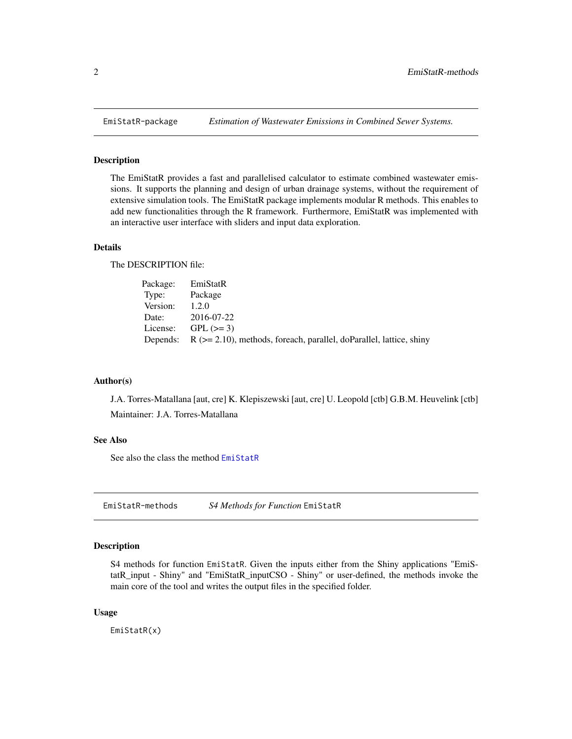EmiStatR-package    *Estimation of Wastewater Emissions in Combined Sewer Systems.*

## Description

The EmiStatR provides a fast and parallelised calculator to estimate combined wastewater emissions. It supports the planning and design of urban drainage systems, without the requirement of extensive simulation tools. The EmiStatR package implements modular R methods. This enables to add new functionalities through the R framework. Furthermore, EmiStatR was implemented with an interactive user interface with sliders and input data exploration.

## Details

The DESCRIPTION file:

| | |
|---|---|
| Package: | EmiStatR |
| Type: | Package |
| Version: | 1.2.0 |
| Date: | 2016-07-22 |
| License: | GPL (>= 3) |
| Depends: | R (>= 2.10), methods, foreach, parallel, doParallel, lattice, shiny |

## Author(s)

J.A. Torres-Matallana [aut, cre] K. Klepiszewski [aut, cre] U. Leopold [ctb] G.B.M. Heuvelink [ctb]

Maintainer: J.A. Torres-Matallana

## See Also

See also the class the method `EmiStatR`

EmiStatR-methods    *S4 Methods for Function* `EmiStatR`

## Description

S4 methods for function `EmiStatR`. Given the inputs either from the Shiny applications "EmiStatR_input - Shiny" and "EmiStatR_inputCSO - Shiny" or user-defined, the methods invoke the main core of the tool and writes the output files in the specified folder.

## Usage

```
EmiStatR(x)
```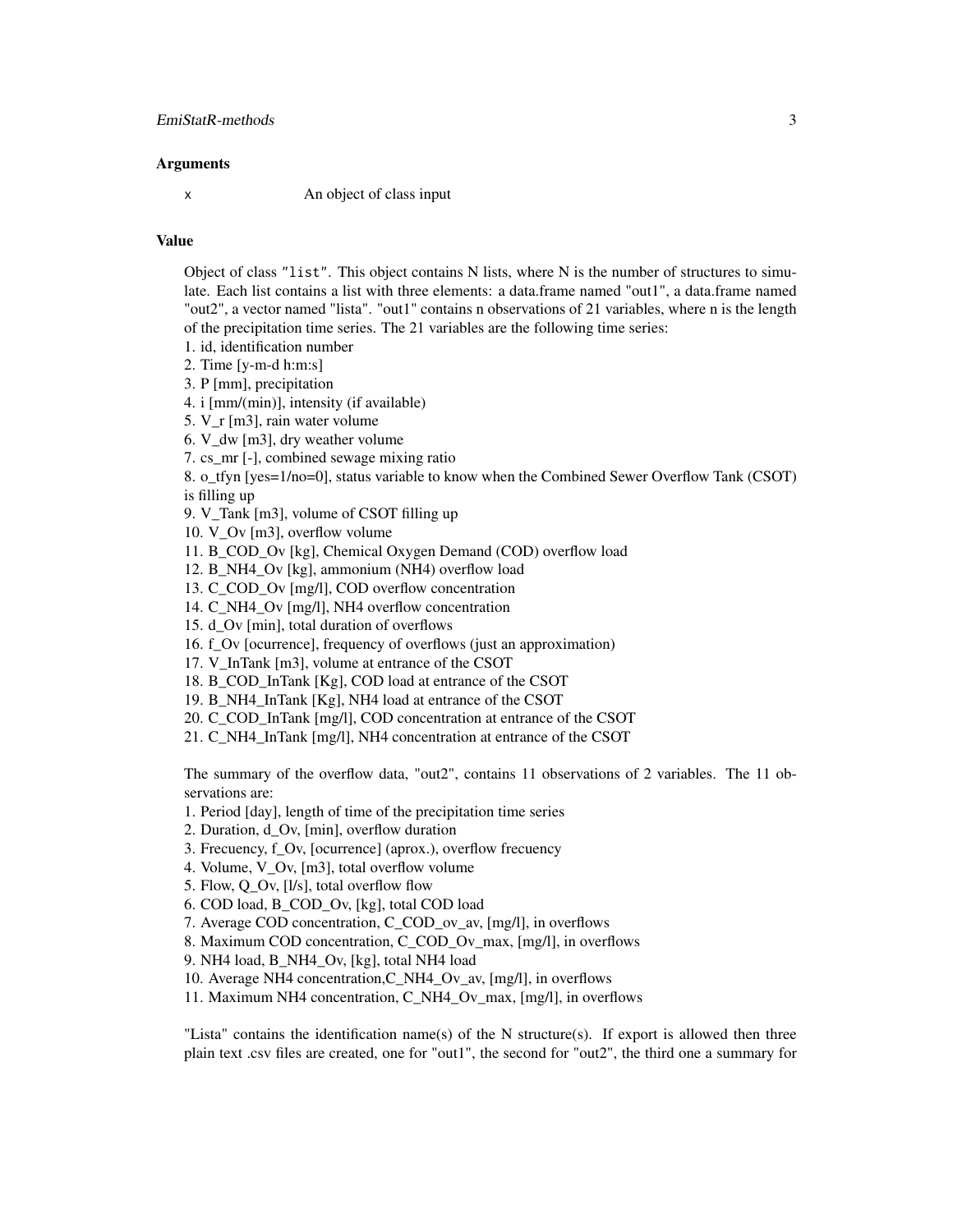### Arguments

`x` An object of class input

### Value

Object of class `"list"`. This object contains N lists, where N is the number of structures to simulate. Each list contains a list with three elements: a data.frame named "out1", a data.frame named "out2", a vector named "lista". "out1" contains n observations of 21 variables, where n is the length of the precipitation time series. The 21 variables are the following time series:

1. id, identification number
2. Time [y-m-d h:m:s]
3. P [mm], precipitation
4. i [mm/(min)], intensity (if available)
5. V_r [m3], rain water volume
6. V_dw [m3], dry weather volume
7. cs_mr [-], combined sewage mixing ratio
8. o_tfyn [yes=1/no=0], status variable to know when the Combined Sewer Overflow Tank (CSOT) is filling up
9. V_Tank [m3], volume of CSOT filling up
10. V_Ov [m3], overflow volume
11. B_COD_Ov [kg], Chemical Oxygen Demand (COD) overflow load
12. B_NH4_Ov [kg], ammonium (NH4) overflow load
13. C_COD_Ov [mg/l], COD overflow concentration
14. C_NH4_Ov [mg/l], NH4 overflow concentration
15. d_Ov [min], total duration of overflows
16. f_Ov [ocurrence], frequency of overflows (just an approximation)
17. V_InTank [m3], volume at entrance of the CSOT
18. B_COD_InTank [Kg], COD load at entrance of the CSOT
19. B_NH4_InTank [Kg], NH4 load at entrance of the CSOT
20. C_COD_InTank [mg/l], COD concentration at entrance of the CSOT
21. C_NH4_InTank [mg/l], NH4 concentration at entrance of the CSOT

The summary of the overflow data, "out2", contains 11 observations of 2 variables. The 11 observations are:

1. Period [day], length of time of the precipitation time series
2. Duration, d_Ov, [min], overflow duration
3. Frecuency, f_Ov, [ocurrence] (aprox.), overflow frecuency
4. Volume, V_Ov, [m3], total overflow volume
5. Flow, Q_Ov, [l/s], total overflow flow
6. COD load, B_COD_Ov, [kg], total COD load
7. Average COD concentration, C_COD_ov_av, [mg/l], in overflows
8. Maximum COD concentration, C_COD_Ov_max, [mg/l], in overflows
9. NH4 load, B_NH4_Ov, [kg], total NH4 load
10. Average NH4 concentration,C_NH4_Ov_av, [mg/l], in overflows
11. Maximum NH4 concentration, C_NH4_Ov_max, [mg/l], in overflows

"Lista" contains the identification name(s) of the N structure(s). If export is allowed then three plain text .csv files are created, one for "out1", the second for "out2", the third one a summary for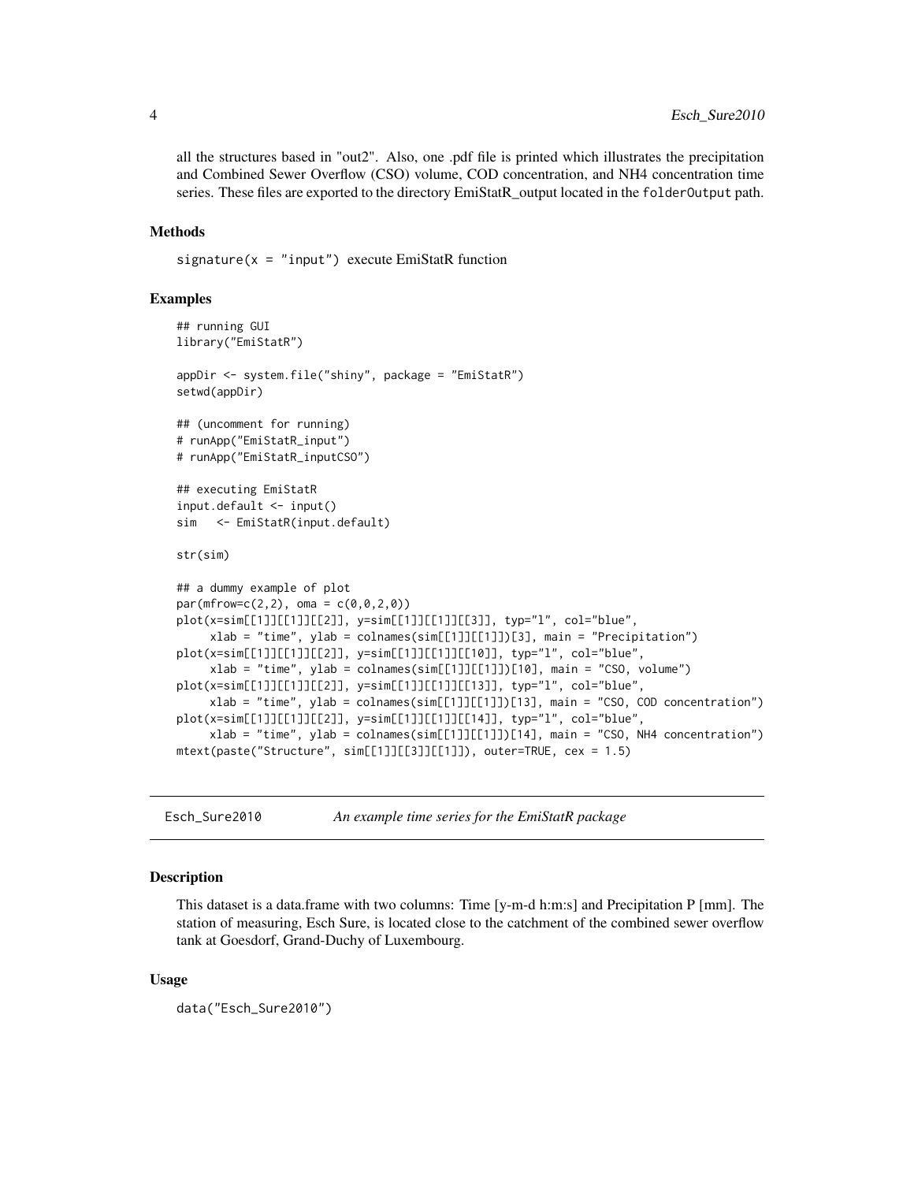all the structures based in "out2". Also, one .pdf file is printed which illustrates the precipitation and Combined Sewer Overflow (CSO) volume, COD concentration, and NH4 concentration time series. These files are exported to the directory EmiStatR_output located in the `folderOutput` path.

### Methods

`signature(x = "input")` execute EmiStatR function

### Examples

```
## running GUI
library("EmiStatR")

appDir <- system.file("shiny", package = "EmiStatR")
setwd(appDir)

## (uncomment for running)
# runApp("EmiStatR_input")
# runApp("EmiStatR_inputCSO")

## executing EmiStatR
input.default <- input()
sim   <- EmiStatR(input.default)

str(sim)

## a dummy example of plot
par(mfrow=c(2,2), oma = c(0,0,2,0))
plot(x=sim[[1]][[1]][[2]], y=sim[[1]][[1]][[3]], typ="l", col="blue",
     xlab = "time", ylab = colnames(sim[[1]][[1]])[3], main = "Precipitation")
plot(x=sim[[1]][[1]][[2]], y=sim[[1]][[1]][[10]], typ="l", col="blue",
     xlab = "time", ylab = colnames(sim[[1]][[1]])[10], main = "CSO, volume")
plot(x=sim[[1]][[1]][[2]], y=sim[[1]][[1]][[13]], typ="l", col="blue",
     xlab = "time", ylab = colnames(sim[[1]][[1]])[13], main = "CSO, COD concentration")
plot(x=sim[[1]][[1]][[2]], y=sim[[1]][[1]][[14]], typ="l", col="blue",
     xlab = "time", ylab = colnames(sim[[1]][[1]])[14], main = "CSO, NH4 concentration")
mtext(paste("Structure", sim[[1]][[3]][[1]]), outer=TRUE, cex = 1.5)
```

---

## Esch_Sure2010 — *An example time series for the EmiStatR package*

---

### Description

This dataset is a data.frame with two columns: Time [y-m-d h:m:s] and Precipitation P [mm]. The station of measuring, Esch Sure, is located close to the catchment of the combined sewer overflow tank at Goesdorf, Grand-Duchy of Luxembourg.

### Usage

```
data("Esch_Sure2010")
```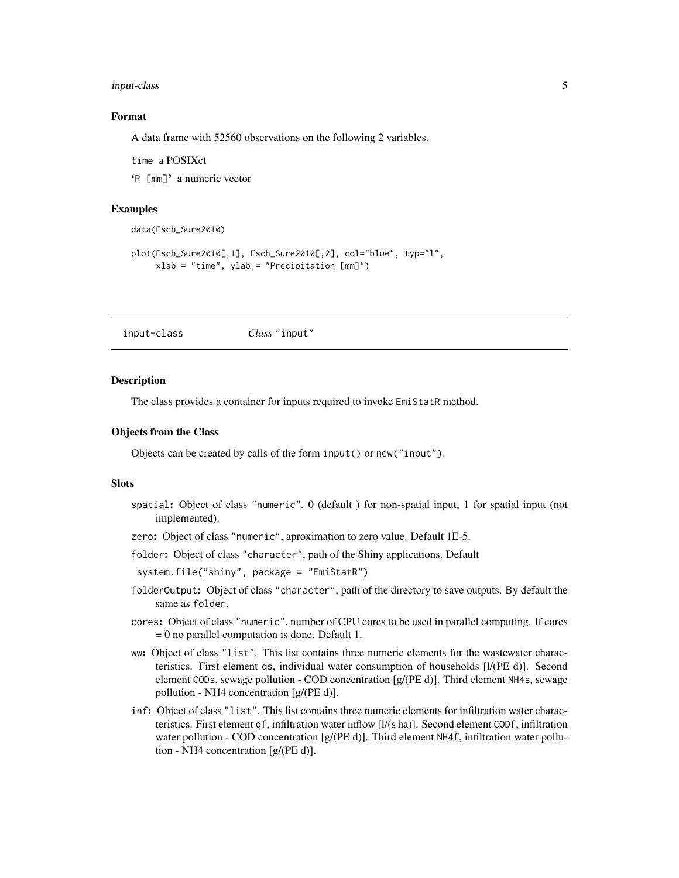### Format

A data frame with 52560 observations on the following 2 variables.

`time` a POSIXct

'`P [mm]`' a numeric vector

### Examples

```
data(Esch_Sure2010)

plot(Esch_Sure2010[,1], Esch_Sure2010[,2], col="blue", typ="l",
     xlab = "time", ylab = "Precipitation [mm]")
```

---

## input-class    *Class* "input"

---

### Description

The class provides a container for inputs required to invoke `EmiStatR` method.

### Objects from the Class

Objects can be created by calls of the form `input()` or `new("input")`.

### Slots

- `spatial`: Object of class `"numeric"`, 0 (default ) for non-spatial input, 1 for spatial input (not implemented).
- `zero`: Object of class `"numeric"`, aproximation to zero value. Default 1E-5.
- `folder`: Object of class `"character"`, path of the Shiny applications. Default
  `system.file("shiny", package = "EmiStatR")`
- `folderOutput`: Object of class `"character"`, path of the directory to save outputs. By default the same as `folder`.
- `cores`: Object of class `"numeric"`, number of CPU cores to be used in parallel computing. If cores = 0 no parallel computation is done. Default 1.
- `ww`: Object of class `"list"`. This list contains three numeric elements for the wastewater characteristics. First element `qs`, individual water consumption of households [l/(PE d)]. Second element `CODs`, sewage pollution - COD concentration [g/(PE d)]. Third element `NH4s`, sewage pollution - NH4 concentration [g/(PE d)].
- `inf`: Object of class `"list"`. This list contains three numeric elements for infiltration water characteristics. First element `qf`, infiltration water inflow [l/(s ha)]. Second element `CODf`, infiltration water pollution - COD concentration [g/(PE d)]. Third element `NH4f`, infiltration water pollution - NH4 concentration [g/(PE d)].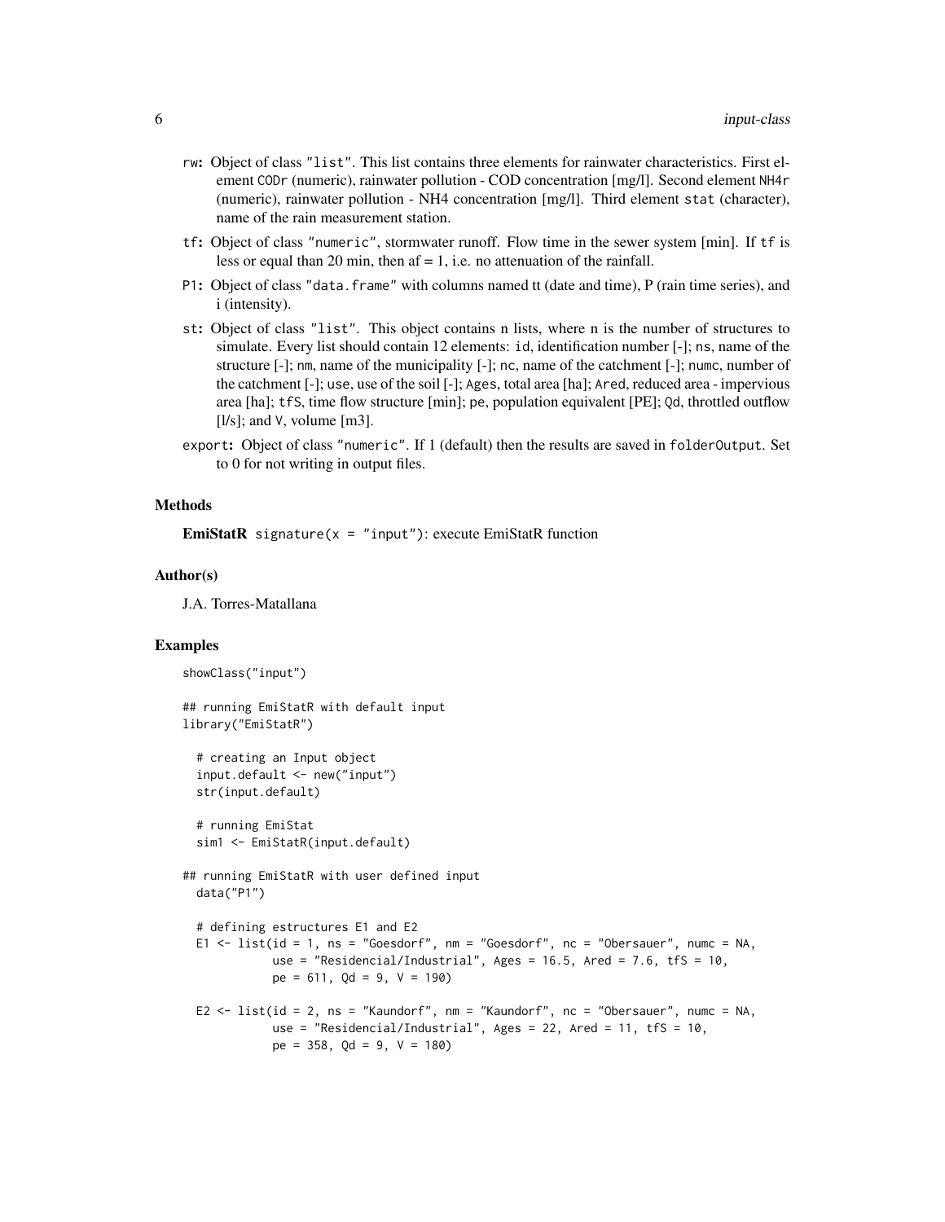**rw:** Object of class "list". This list contains three elements for rainwater characteristics. First element CODr (numeric), rainwater pollution - COD concentration [mg/l]. Second element NH4r (numeric), rainwater pollution - NH4 concentration [mg/l]. Third element stat (character), name of the rain measurement station.

**tf:** Object of class "numeric", stormwater runoff. Flow time in the sewer system [min]. If tf is less or equal than 20 min, then af = 1, i.e. no attenuation of the rainfall.

**P1:** Object of class "data.frame" with columns named tt (date and time), P (rain time series), and i (intensity).

**st:** Object of class "list". This object contains n lists, where n is the number of structures to simulate. Every list should contain 12 elements: id, identification number [-]; ns, name of the structure [-]; nm, name of the municipality [-]; nc, name of the catchment [-]; numc, number of the catchment [-]; use, use of the soil [-]; Ages, total area [ha]; Ared, reduced area - impervious area [ha]; tfS, time flow structure [min]; pe, population equivalent [PE]; Qd, throttled outflow [l/s]; and V, volume [m3].

**export:** Object of class "numeric". If 1 (default) then the results are saved in folderOutput. Set to 0 for not writing in output files.

### Methods

**EmiStatR** signature(x = "input"): execute EmiStatR function

### Author(s)

J.A. Torres-Matallana

### Examples

```
showClass("input")

## running EmiStatR with default input
library("EmiStatR")

  # creating an Input object
  input.default <- new("input")
  str(input.default)

  # running EmiStat
  sim1 <- EmiStatR(input.default)

## running EmiStatR with user defined input
  data("P1")

  # defining estructures E1 and E2
  E1 <- list(id = 1, ns = "Goesdorf", nm = "Goesdorf", nc = "Obersauer", numc = NA,
             use = "Residencial/Industrial", Ages = 16.5, Ared = 7.6, tfS = 10,
             pe = 611, Qd = 9, V = 190)

  E2 <- list(id = 2, ns = "Kaundorf", nm = "Kaundorf", nc = "Obersauer", numc = NA,
             use = "Residencial/Industrial", Ages = 22, Ared = 11, tfS = 10,
             pe = 358, Qd = 9, V = 180)
```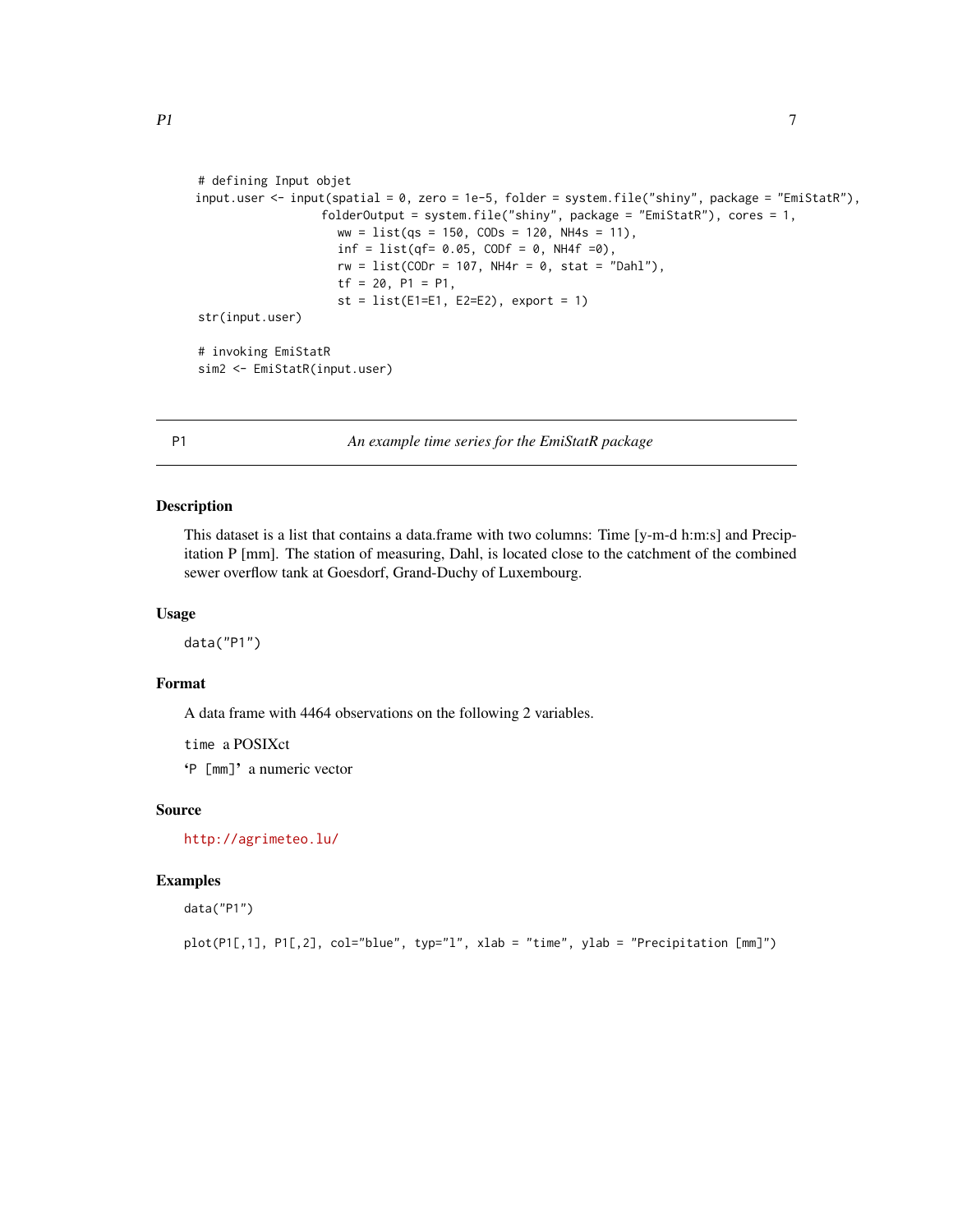```
# defining Input objet
input.user <- input(spatial = 0, zero = 1e-5, folder = system.file("shiny", package = "EmiStatR"),
                 folderOutput = system.file("shiny", package = "EmiStatR"), cores = 1,
                   ww = list(qs = 150, CODs = 120, NH4s = 11),
                   inf = list(qf= 0.05, CODf = 0, NH4f =0),
                   rw = list(CODr = 107, NH4r = 0, stat = "Dahl"),
                   tf = 20, P1 = P1,
                   st = list(E1=E1, E2=E2), export = 1)
str(input.user)

# invoking EmiStatR
sim2 <- EmiStatR(input.user)
```

## P1 — *An example time series for the EmiStatR package*

### Description

This dataset is a list that contains a data.frame with two columns: Time [y-m-d h:m:s] and Precipitation P [mm]. The station of measuring, Dahl, is located close to the catchment of the combined sewer overflow tank at Goesdorf, Grand-Duchy of Luxembourg.

### Usage

```
data("P1")
```

### Format

A data frame with 4464 observations on the following 2 variables.

`time` a POSIXct

`'P [mm]'` a numeric vector

### Source

http://agrimeteo.lu/

### Examples

```
data("P1")

plot(P1[,1], P1[,2], col="blue", typ="l", xlab = "time", ylab = "Precipitation [mm]")
```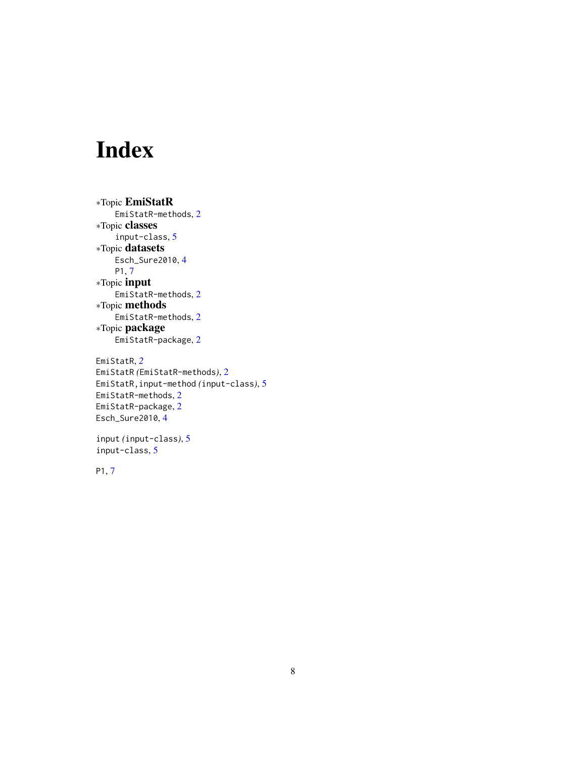# Index

*Topic **EmiStatR**
    EmiStatR-methods, 2
*Topic **classes**
    input-class, 5
*Topic **datasets**
    Esch_Sure2010, 4
    P1, 7
*Topic **input**
    EmiStatR-methods, 2
*Topic **methods**
    EmiStatR-methods, 2
*Topic **package**
    EmiStatR-package, 2

EmiStatR, *2*
EmiStatR (EmiStatR-methods), 2
EmiStatR,input-method (input-class), 5
EmiStatR-methods, 2
EmiStatR-package, 2
Esch_Sure2010, 4

input (input-class), 5
input-class, 5

P1, 7